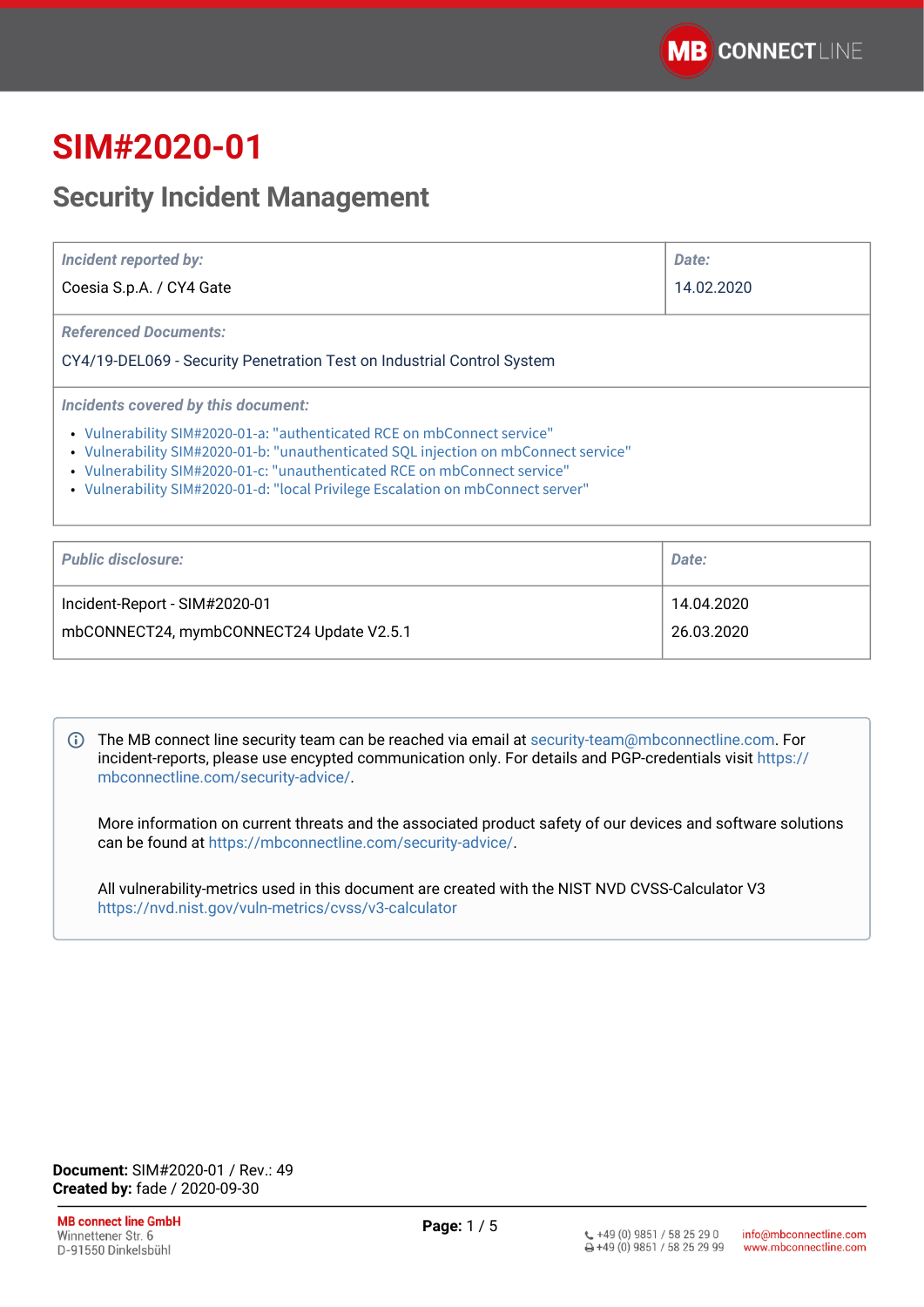# SIM#2020-01

## Security Incident Management

| *Incident reported by:* | *Date:* |
| --- | --- |
| Coesia S.p.A. / CY4 Gate | 14.02.2020 |

*Referenced Documents:*

CY4/19-DEL069 - Security Penetration Test on Industrial Control System

*Incidents covered by this document:*

- Vulnerability SIM#2020-01-a: "authenticated RCE on mbConnect service"
- Vulnerability SIM#2020-01-b: "unauthenticated SQL injection on mbConnect service"
- Vulnerability SIM#2020-01-c: "unauthenticated RCE on mbConnect service"
- Vulnerability SIM#2020-01-d: "local Privilege Escalation on mbConnect server"

| *Public disclosure:* | *Date:* |
| --- | --- |
| Incident-Report - SIM#2020-01 | 14.04.2020 |
| mbCONNECT24, mymbCONNECT24 Update V2.5.1 | 26.03.2020 |

The MB connect line security team can be reached via email at security-team@mbconnectline.com. For incident-reports, please use encypted communication only. For details and PGP-credentials visit https://mbconnectline.com/security-advice/.

More information on current threats and the associated product safety of our devices and software solutions can be found at https://mbconnectline.com/security-advice/.

All vulnerability-metrics used in this document are created with the NIST NVD CVSS-Calculator V3 https://nvd.nist.gov/vuln-metrics/cvss/v3-calculator

**Document:** SIM#2020-01 / Rev.: 49
**Created by:** fade / 2020-09-30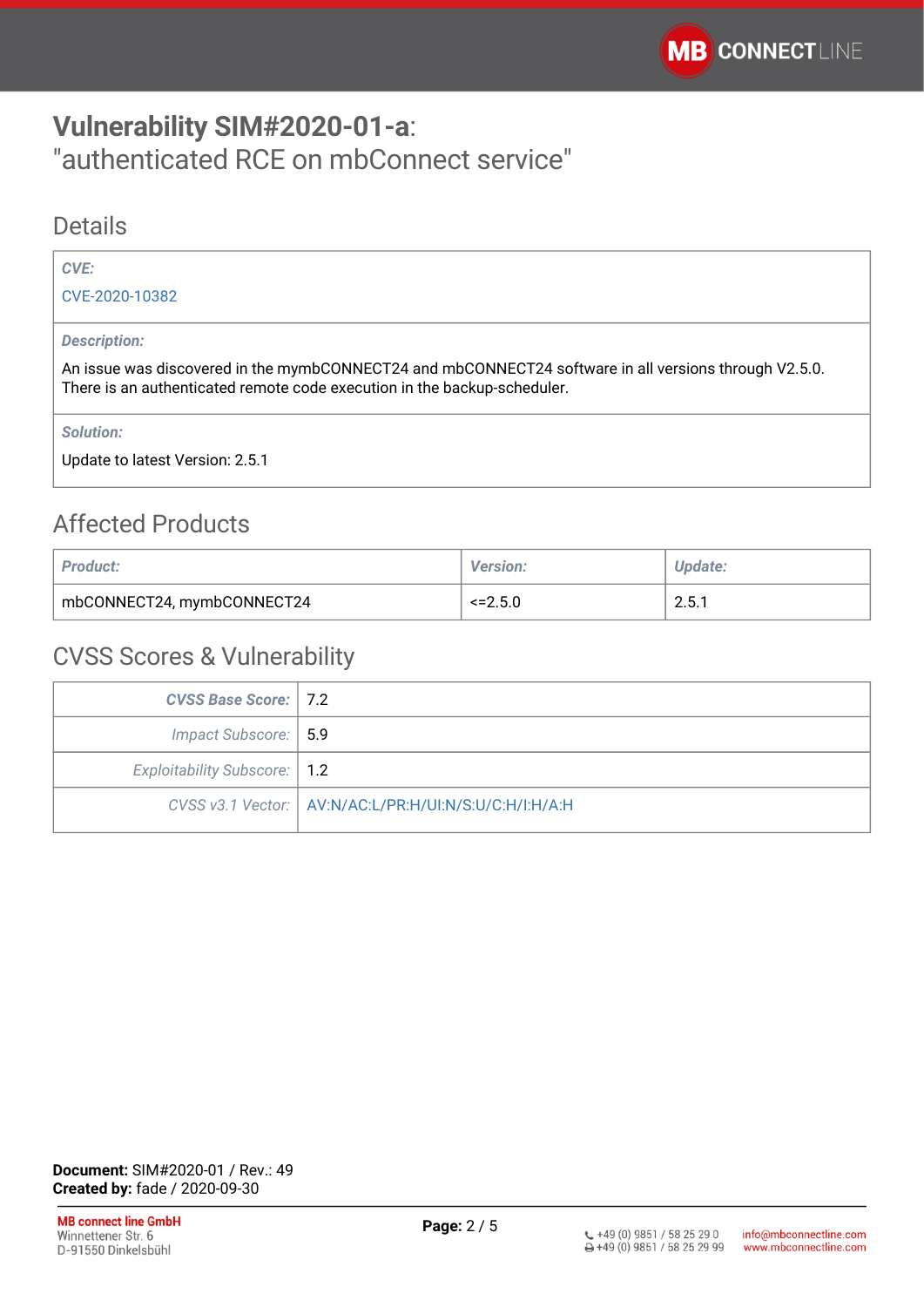# Vulnerability SIM#2020-01-a: "authenticated RCE on mbConnect service"

## Details

| *CVE:* |
|---|
| CVE-2020-10382 |
| *Description:* |
| An issue was discovered in the mymbCONNECT24 and mbCONNECT24 software in all versions through V2.5.0. There is an authenticated remote code execution in the backup-scheduler. |
| *Solution:* |
| Update to latest Version: 2.5.1 |

## Affected Products

| *Product:* | *Version:* | *Update:* |
|---|---|---|
| mbCONNECT24, mymbCONNECT24 | <=2.5.0 | 2.5.1 |

## CVSS Scores & Vulnerability

| | |
|---|---|
| ***CVSS Base Score:*** | 7.2 |
| *Impact Subscore:* | 5.9 |
| *Exploitability Subscore:* | 1.2 |
| *CVSS v3.1 Vector:* | AV:N/AC:L/PR:H/UI:N/S:U/C:H/I:H/A:H |

**Document:** SIM#2020-01 / Rev.: 49
**Created by:** fade / 2020-09-30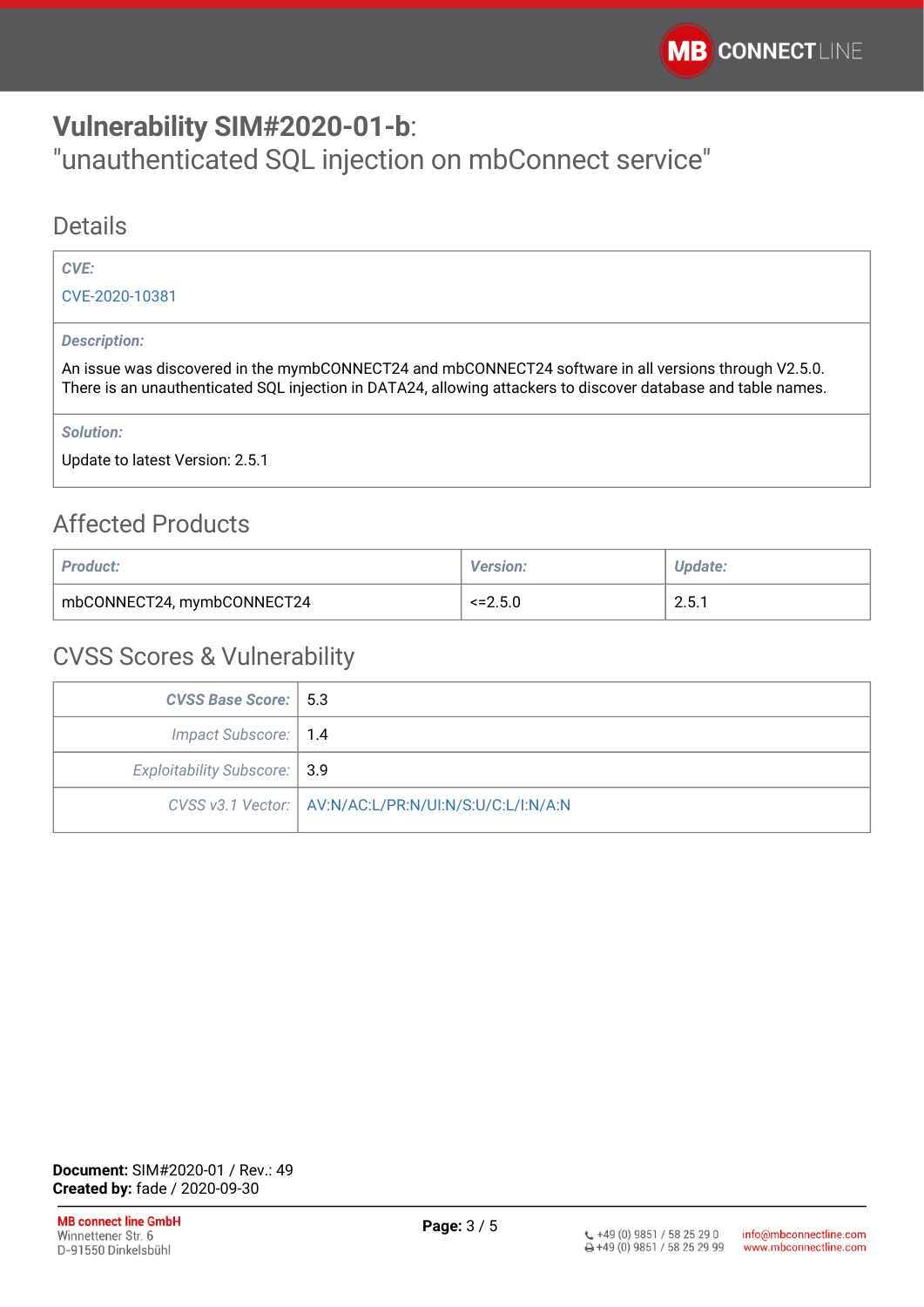# **Vulnerability SIM#2020-01-b**:
"unauthenticated SQL injection on mbConnect service"

## Details

| ***CVE:*** |
|---|
| CVE-2020-10381 |
| ***Description:*** |
| An issue was discovered in the mymbCONNECT24 and mbCONNECT24 software in all versions through V2.5.0. There is an unauthenticated SQL injection in DATA24, allowing attackers to discover database and table names. |
| ***Solution:*** |
| Update to latest Version: 2.5.1 |

## Affected Products

| ***Product:*** | ***Version:*** | ***Update:*** |
|---|---|---|
| mbCONNECT24, mymbCONNECT24 | <=2.5.0 | 2.5.1 |

## CVSS Scores & Vulnerability

| | |
|---|---|
| ***CVSS Base Score:*** | 5.3 |
| *Impact Subscore:* | 1.4 |
| *Exploitability Subscore:* | 3.9 |
| *CVSS v3.1 Vector:* | AV:N/AC:L/PR:N/UI:N/S:U/C:L/I:N/A:N |

**Document:** SIM#2020-01 / Rev.: 49
**Created by:** fade / 2020-09-30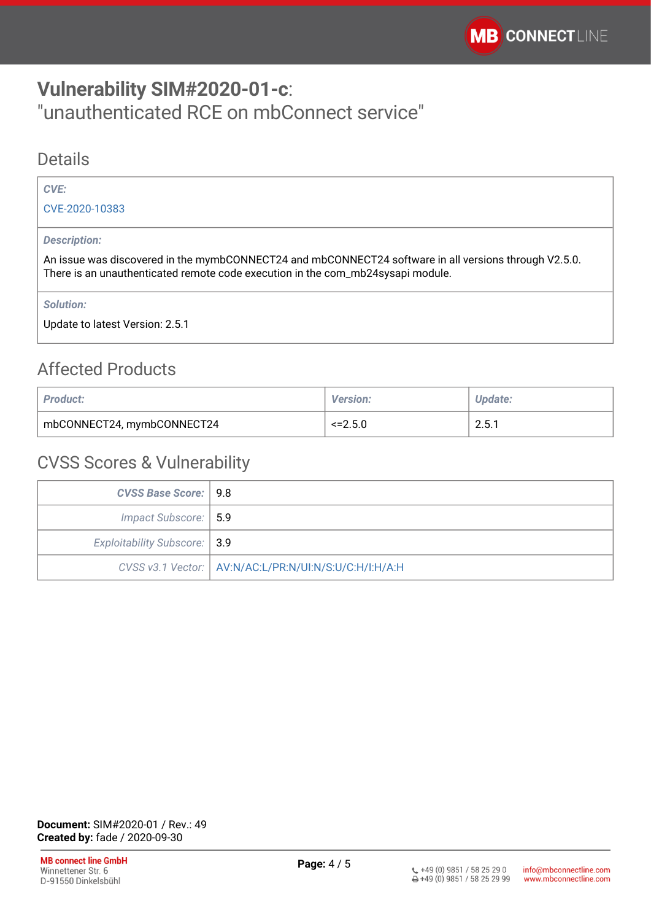# **Vulnerability SIM#2020-01-c**: "unauthenticated RCE on mbConnect service"

## Details

| ***CVE:*** |
| --- |
| CVE-2020-10383 |
| ***Description:*** |
| An issue was discovered in the mymbCONNECT24 and mbCONNECT24 software in all versions through V2.5.0. There is an unauthenticated remote code execution in the com_mb24sysapi module. |
| ***Solution:*** |
| Update to latest Version: 2.5.1 |

## Affected Products

| ***Product:*** | ***Version:*** | ***Update:*** |
| --- | --- | --- |
| mbCONNECT24, mymbCONNECT24 | <=2.5.0 | 2.5.1 |

## CVSS Scores & Vulnerability

| | |
| --- | --- |
| ***CVSS Base Score:*** | 9.8 |
| *Impact Subscore:* | 5.9 |
| *Exploitability Subscore:* | 3.9 |
| *CVSS v3.1 Vector:* | AV:N/AC:L/PR:N/UI:N/S:U/C:H/I:H/A:H |

**Document:** SIM#2020-01 / Rev.: 49
**Created by:** fade / 2020-09-30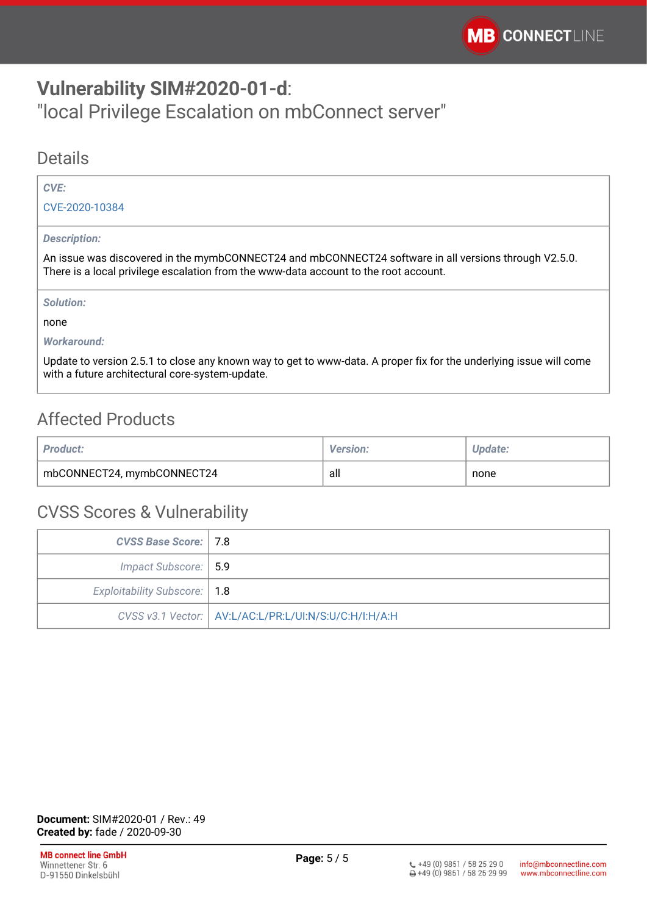# **Vulnerability SIM#2020-01-d**:
"local Privilege Escalation on mbConnect server"

## Details

| |
|---|
| ***CVE:*** <br> CVE-2020-10384 |
| ***Description:*** <br> An issue was discovered in the mymbCONNECT24 and mbCONNECT24 software in all versions through V2.5.0. There is a local privilege escalation from the www-data account to the root account. |
| ***Solution:*** <br> none <br> ***Workaround:*** <br> Update to version 2.5.1 to close any known way to get to www-data. A proper fix for the underlying issue will come with a future architectural core-system-update. |

## Affected Products

| *Product:* | *Version:* | *Update:* |
|---|---|---|
| mbCONNECT24, mymbCONNECT24 | all | none |

## CVSS Scores & Vulnerability

| | |
|---|---|
| ***CVSS Base Score:*** | 7.8 |
| *Impact Subscore:* | 5.9 |
| *Exploitability Subscore:* | 1.8 |
| *CVSS v3.1 Vector:* | AV:L/AC:L/PR:L/UI:N/S:U/C:H/I:H/A:H |

**Document:** SIM#2020-01 / Rev.: 49
**Created by:** fade / 2020-09-30